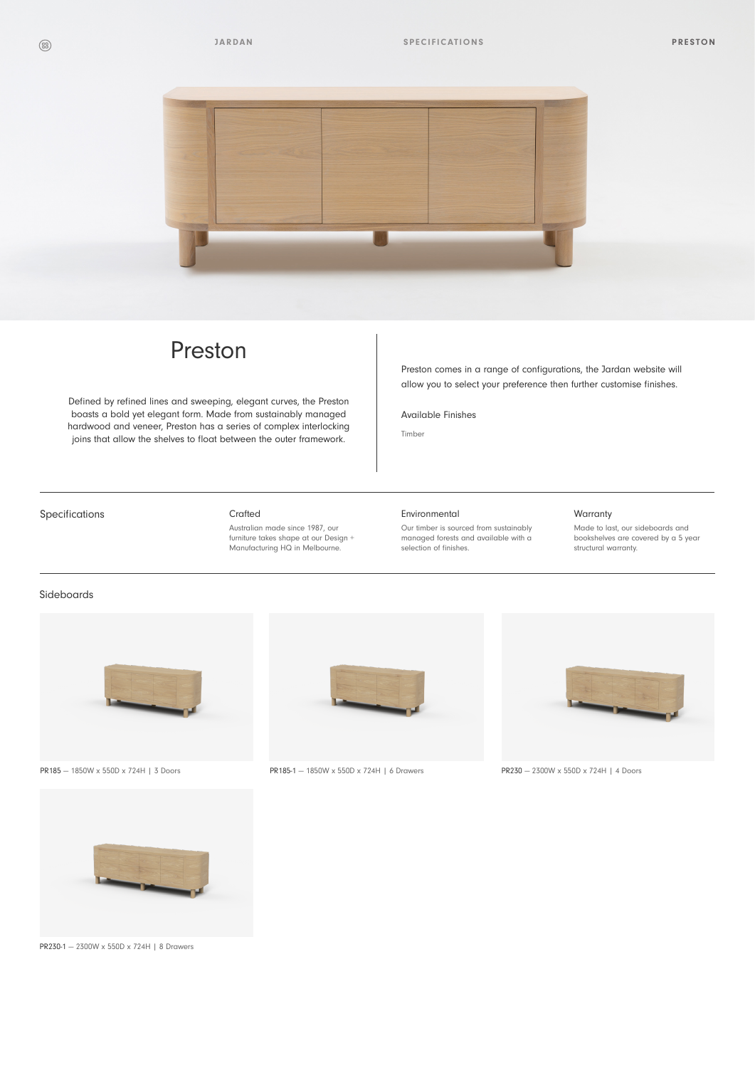# Preston

Defined by refined lines and sweeping, elegant curves, the Preston boasts a bold yet elegant form. Made from sustainably managed hardwood and veneer, Preston has a series of complex interlocking joins that allow the shelves to float between the outer framework.

Preston comes in a range of configurations, the Jardan website will allow you to select your preference then further customise finishes.

Available Finishes

Timber

## Specifications

**Crafted**

Australian made since 1987, our furniture takes shape at our Design + Manufacturing HQ in Melbourne.

**Environmental**

Our timber is sourced from sustainably managed forests and available with a selection of finishes.

**Warranty**

Made to last, our sideboards and bookshelves are covered by a 5 year structural warranty.

## Sideboards

PR185 — 1850W x 550D x 724H | 3 Doors

PR185-1 — 1850W x 550D x 724H | 6 Drawers

PR230 — 2300W x 550D x 724H | 4 Doors

PR230-1 — 2300W x 550D x 724H | 8 Drawers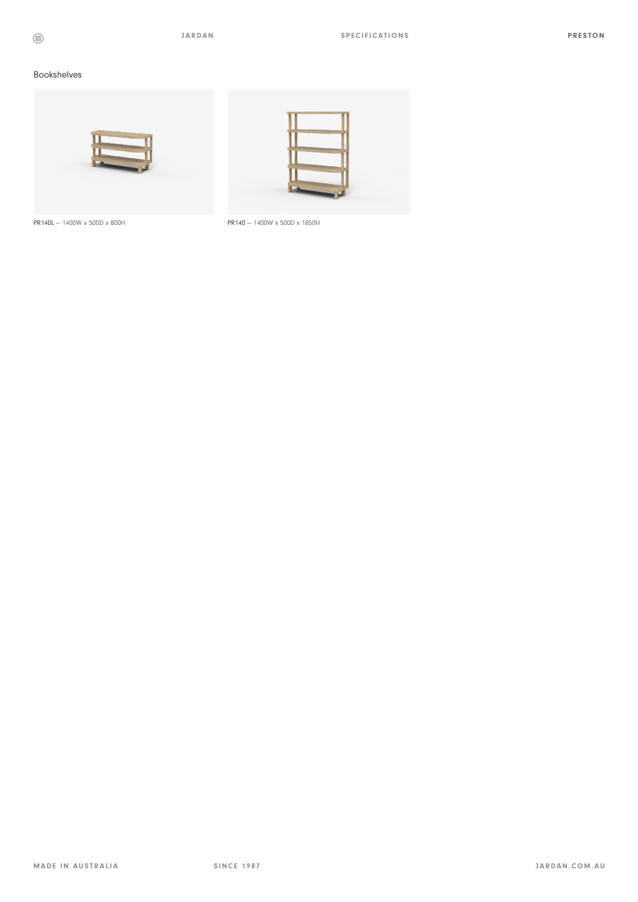Bookshelves

PR140L — 1400W x 500D x 800H

PR140 — 1400W x 500D x 1850H